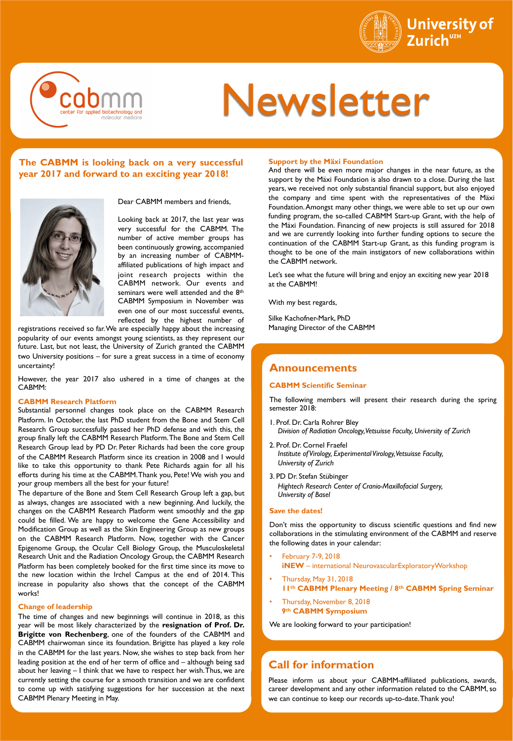# Newsletter

## The CABMM is looking back on a very successful year 2017 and forward to an exciting year 2018!

Dear CABMM members and friends,

Looking back at 2017, the last year was very successful for the CABMM. The number of active member groups has been continuously growing, accompanied by an increasing number of CABMM-affiliated publications of high impact and joint research projects within the CABMM network. Our events and seminars were well attended and the 8th CABMM Symposium in November was even one of our most successful events, reflected by the highest number of registrations received so far. We are especially happy about the increasing popularity of our events amongst young scientists, as they represent our future. Last, but not least, the University of Zurich granted the CABMM two University positions – for sure a great success in a time of economy uncertainty!

However, the year 2017 also ushered in a time of changes at the CABMM:

### CABMM Research Platform

Substantial personnel changes took place on the CABMM Research Platform. In October, the last PhD student from the Bone and Stem Cell Research Group successfully passed her PhD defense and with this, the group finally left the CABMM Research Platform. The Bone and Stem Cell Research Group lead by PD Dr. Peter Richards had been the core group of the CABMM Research Platform since its creation in 2008 and I would like to take this opportunity to thank Pete Richards again for all his efforts during his time at the CABMM. Thank you, Pete! We wish you and your group members all the best for your future!

The departure of the Bone and Stem Cell Research Group left a gap, but as always, changes are associated with a new beginning. And luckily, the changes on the CABMM Research Platform went smoothly and the gap could be filled. We are happy to welcome the Gene Accessibility and Modification Group as well as the Skin Engineering Group as new groups on the CABMM Research Platform. Now, together with the Cancer Epigenome Group, the Ocular Cell Biology Group, the Musculoskeletal Research Unit and the Radiation Oncology Group, the CABMM Research Platform has been completely booked for the first time since its move to the new location within the Irchel Campus at the end of 2014. This increase in popularity also shows that the concept of the CABMM works!

### Change of leadership

The time of changes and new beginnings will continue in 2018, as this year will be most likely characterized by the **resignation of Prof. Dr. Brigitte von Rechenberg**, one of the founders of the CABMM and CABMM chairwoman since its foundation. Brigitte has played a key role in the CABMM for the last years. Now, she wishes to step back from her leading position at the end of her term of office and – although being sad about her leaving – I think that we have to respect her wish. Thus, we are currently setting the course for a smooth transition and we are confident to come up with satisfying suggestions for her succession at the next CABMM Plenary Meeting in May.

### Support by the Mäxi Foundation

And there will be even more major changes in the near future, as the support by the Mäxi Foundation is also drawn to a close. During the last years, we received not only substantial financial support, but also enjoyed the company and time spent with the representatives of the Mäxi Foundation. Amongst many other things, we were able to set up our own funding program, the so-called CABMM Start-up Grant, with the help of the Mäxi Foundation. Financing of new projects is still assured for 2018 and we are currently looking into further funding options to secure the continuation of the CABMM Start-up Grant, as this funding program is thought to be one of the main instigators of new collaborations within the CABMM network.

Let's see what the future will bring and enjoy an exciting new year 2018 at the CABMM!

With my best regards,

Silke Kachofner-Mark, PhD
Managing Director of the CABMM

## Announcements

### CABMM Scientific Seminar

The following members will present their research during the spring semester 2018:

1. Prof. Dr. Carla Rohrer Bley
   *Division of Radiation Oncology, Vetsuisse Faculty, University of Zurich*
2. Prof. Dr. Cornel Fraefel
   *Institute of Virology, Experimental Virology, Vetsuisse Faculty, University of Zurich*
3. PD Dr. Stefan Stübinger
   *Hightech Research Center of Cranio-Maxillofacial Surgery, University of Basel*

### Save the dates!

Don't miss the opportunity to discuss scientific questions and find new collaborations in the stimulating environment of the CABMM and reserve the following dates in your calendar:

- February 7-9, 2018
  **iNEW** – international NeurovascularExploratoryWorkshop
- Thursday, May 31, 2018
  **11th CABMM Plenary Meeting / 8th CABMM Spring Seminar**
- Thursday, November 8, 2018
  **9th CABMM Symposium**

We are looking forward to your participation!

## Call for information

Please inform us about your CABMM-affiliated publications, awards, career development and any other information related to the CABMM, so we can continue to keep our records up-to-date. Thank you!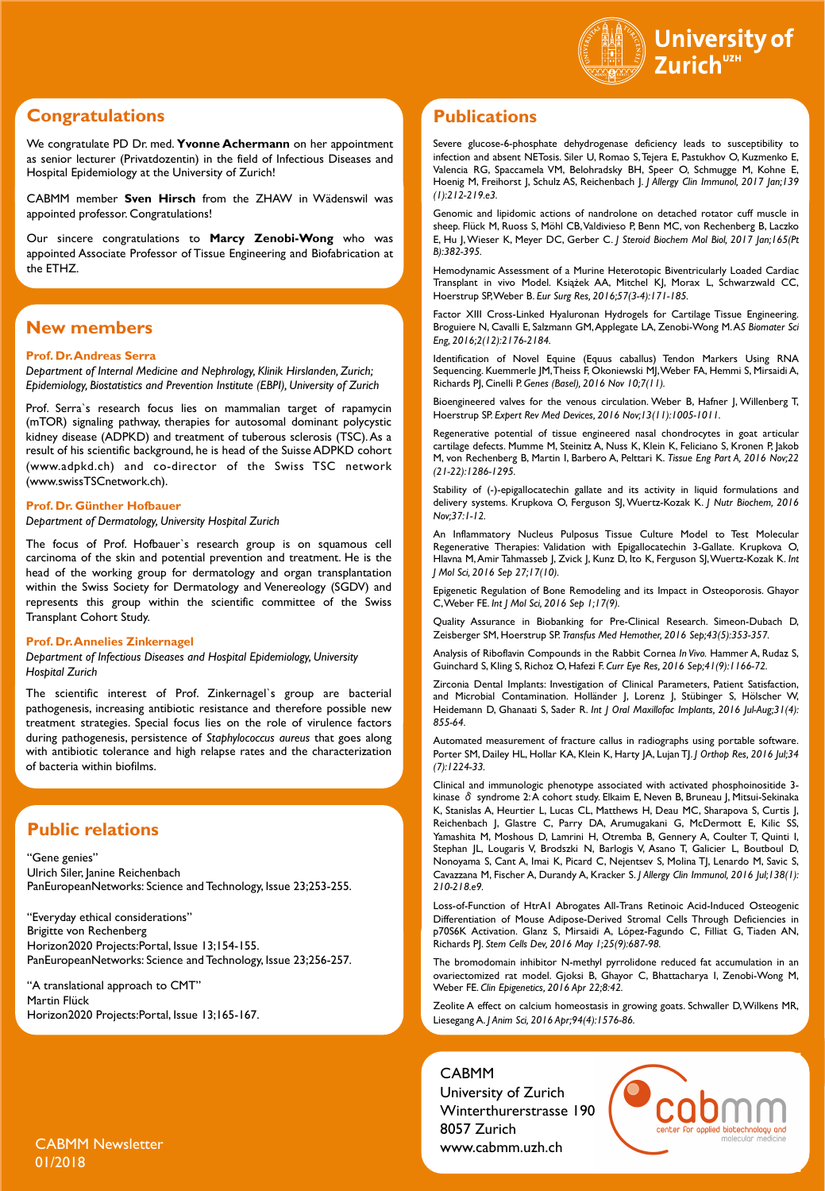## Congratulations

We congratulate PD Dr. med. **Yvonne Achermann** on her appointment as senior lecturer (Privatdozentin) in the field of Infectious Diseases and Hospital Epidemiology at the University of Zurich!

CABMM member **Sven Hirsch** from the ZHAW in Wädenswil was appointed professor. Congratulations!

Our sincere congratulations to **Marcy Zenobi-Wong** who was appointed Associate Professor of Tissue Engineering and Biofabrication at the ETHZ.

## New members

### Prof. Dr. Andreas Serra

*Department of Internal Medicine and Nephrology, Klinik Hirslanden, Zurich; Epidemiology, Biostatistics and Prevention Institute (EBPI), University of Zurich*

Prof. Serra's research focus lies on mammalian target of rapamycin (mTOR) signaling pathway, therapies for autosomal dominant polycystic kidney disease (ADPKD) and treatment of tuberous sclerosis (TSC). As a result of his scientific background, he is head of the Suisse ADPKD cohort (www.adpkd.ch) and co-director of the Swiss TSC network (www.swissTSCnetwork.ch).

### Prof. Dr. Günther Hofbauer

*Department of Dermatology, University Hospital Zurich*

The focus of Prof. Hofbauer`s research group is on squamous cell carcinoma of the skin and its potential prevention and treatment. He is the head of the working group for dermatology and organ transplantation within the Swiss Society for Dermatology and Venereology (SGDV) and represents this group within the scientific committee of the Swiss Transplant Cohort Study.

### Prof. Dr. Annelies Zinkernagel

*Department of Infectious Diseases and Hospital Epidemiology, University Hospital Zurich*

The scientific interest of Prof. Zinkernagel`s group are bacterial pathogenesis, increasing antibiotic resistance and therefore possible new treatment strategies. Special focus lies on the role of virulence factors during pathogenesis, persistence of *Staphylococcus aureus* that goes along with antibiotic tolerance and high relapse rates and the characterization of bacteria within biofilms.

## Public relations

"Gene genies"
Ulrich Siler, Janine Reichenbach
PanEuropeanNetworks: Science and Technology, Issue 23;253-255.

"Everyday ethical considerations"
Brigitte von Rechenberg
Horizon2020 Projects:Portal, Issue 13;154-155.
PanEuropeanNetworks: Science and Technology, Issue 23;256-257.

"A translational approach to CMT"
Martin Flück
Horizon2020 Projects:Portal, Issue 13;165-167.

## Publications

Severe glucose-6-phosphate dehydrogenase deficiency leads to susceptibility to infection and absent NETosis. Siler U, Romao S, Tejera E, Pastukhov O, Kuzmenko E, Valencia RG, Spaccamela VM, Belohradsky BH, Speer O, Schmugge M, Kohne E, Hoenig M, Freihorst J, Schulz AS, Reichenbach J. *J Allergy Clin Immunol, 2017 Jan;139 (1):212-219.e3.*

Genomic and lipidomic actions of nandrolone on detached rotator cuff muscle in sheep. Flück M, Ruoss S, Möhl CB, Valdivieso P, Benn MC, von Rechenberg B, Laczko E, Hu J, Wieser K, Meyer DC, Gerber C. *J Steroid Biochem Mol Biol, 2017 Jan;165(Pt B):382-395.*

Hemodynamic Assessment of a Murine Heterotopic Biventricularly Loaded Cardiac Transplant in vivo Model. Książek AA, Mitchel KJ, Morax L, Schwarzwald CC, Hoerstrup SP, Weber B. *Eur Surg Res, 2016;57(3-4):171-185.*

Factor XIII Cross-Linked Hyaluronan Hydrogels for Cartilage Tissue Engineering. Broguiere N, Cavalli E, Salzmann GM, Applegate LA, Zenobi-Wong M. *AS Biomater Sci Eng, 2016;2(12):2176-2184.*

Identification of Novel Equine (Equus caballus) Tendon Markers Using RNA Sequencing. Kuemmerle JM, Theiss F, Okoniewski MJ, Weber FA, Hemmi S, Mirsaidi A, Richards PJ, Cinelli P. *Genes (Basel), 2016 Nov 10;7(11).*

Bioengineered valves for the venous circulation. Weber B, Hafner J, Willenberg T, Hoerstrup SP. *Expert Rev Med Devices, 2016 Nov;13(11):1005-1011.*

Regenerative potential of tissue engineered nasal chondrocytes in goat articular cartilage defects. Mumme M, Steinitz A, Nuss K, Klein K, Feliciano S, Kronen P, Jakob M, von Rechenberg B, Martin I, Barbero A, Pelttari K. *Tissue Eng Part A, 2016 Nov;22 (21-22):1286-1295.*

Stability of (-)-epigallocatechin gallate and its activity in liquid formulations and delivery systems. Krupkova O, Ferguson SJ, Wuertz-Kozak K. *J Nutr Biochem, 2016 Nov;37:1-12.*

An Inflammatory Nucleus Pulposus Tissue Culture Model to Test Molecular Regenerative Therapies: Validation with Epigallocatechin 3-Gallate. Krupkova O, Hlavna M, Amir Tahmasseb J, Zvick J, Kunz D, Ito K, Ferguson SJ, Wuertz-Kozak K. *Int J Mol Sci, 2016 Sep 27;17(10).*

Epigenetic Regulation of Bone Remodeling and its Impact in Osteoporosis. Ghayor C, Weber FE. *Int J Mol Sci, 2016 Sep 1;17(9).*

Quality Assurance in Biobanking for Pre-Clinical Research. Simeon-Dubach D, Zeisberger SM, Hoerstrup SP. *Transfus Med Hemother, 2016 Sep;43(5):353-357.*

Analysis of Riboflavin Compounds in the Rabbit Cornea *In Vivo.* Hammer A, Rudaz S, Guinchard S, Kling S, Richoz O, Hafezi F. *Curr Eye Res, 2016 Sep;41(9):1166-72.*

Zirconia Dental Implants: Investigation of Clinical Parameters, Patient Satisfaction, and Microbial Contamination. Holländer J, Lorenz J, Stübinger S, Hölscher W, Heidemann D, Ghanaati S, Sader R. *Int J Oral Maxillofac Implants, 2016 Jul-Aug;31(4): 855-64.*

Automated measurement of fracture callus in radiographs using portable software. Porter SM, Dailey HL, Hollar KA, Klein K, Harty JA, Lujan TJ. *J Orthop Res, 2016 Jul;34 (7):1224-33.*

Clinical and immunologic phenotype associated with activated phosphoinositide 3-kinase $\delta$ syndrome 2: A cohort study. Elkaim E, Neven B, Bruneau J, Mitsui-Sekinaka K, Stanislas A, Heurtier L, Lucas CL, Matthews H, Deau MC, Sharapova S, Curtis J, Reichenbach J, Glastre C, Parry DA, Arumugakani G, McDermott E, Kilic SS, Yamashita M, Moshous D, Lamrini H, Otremba B, Gennery A, Coulter T, Quinti I, Stephan JL, Lougaris V, Brodszki N, Barlogis V, Asano T, Galicier L, Boutboul D, Nonoyama S, Cant A, Imai K, Picard C, Nejentsev S, Molina TJ, Lenardo M, Savic S, Cavazzana M, Fischer A, Durandy A, Kracker S. *J Allergy Clin Immunol, 2016 Jul;138(1): 210-218.e9.*

Loss-of-Function of HtrA1 Abrogates All-Trans Retinoic Acid-Induced Osteogenic Differentiation of Mouse Adipose-Derived Stromal Cells Through Deficiencies in p70S6K Activation. Glanz S, Mirsaidi A, López-Fagundo C, Filliat G, Tiaden AN, Richards PJ. *Stem Cells Dev, 2016 May 1;25(9):687-98.*

The bromodomain inhibitor N-methyl pyrrolidone reduced fat accumulation in an ovariectomized rat model. Gjoksi B, Ghayor C, Bhattacharya I, Zenobi-Wong M, Weber FE. *Clin Epigenetics, 2016 Apr 22;8:42.*

Zeolite A effect on calcium homeostasis in growing goats. Schwaller D, Wilkens MR, Liesegang A. *J Anim Sci, 2016 Apr;94(4):1576-86.*

CABMM
University of Zurich
Winterthurerstrasse 190
8057 Zurich
www.cabmm.uzh.ch

CABMM Newsletter
01/2018